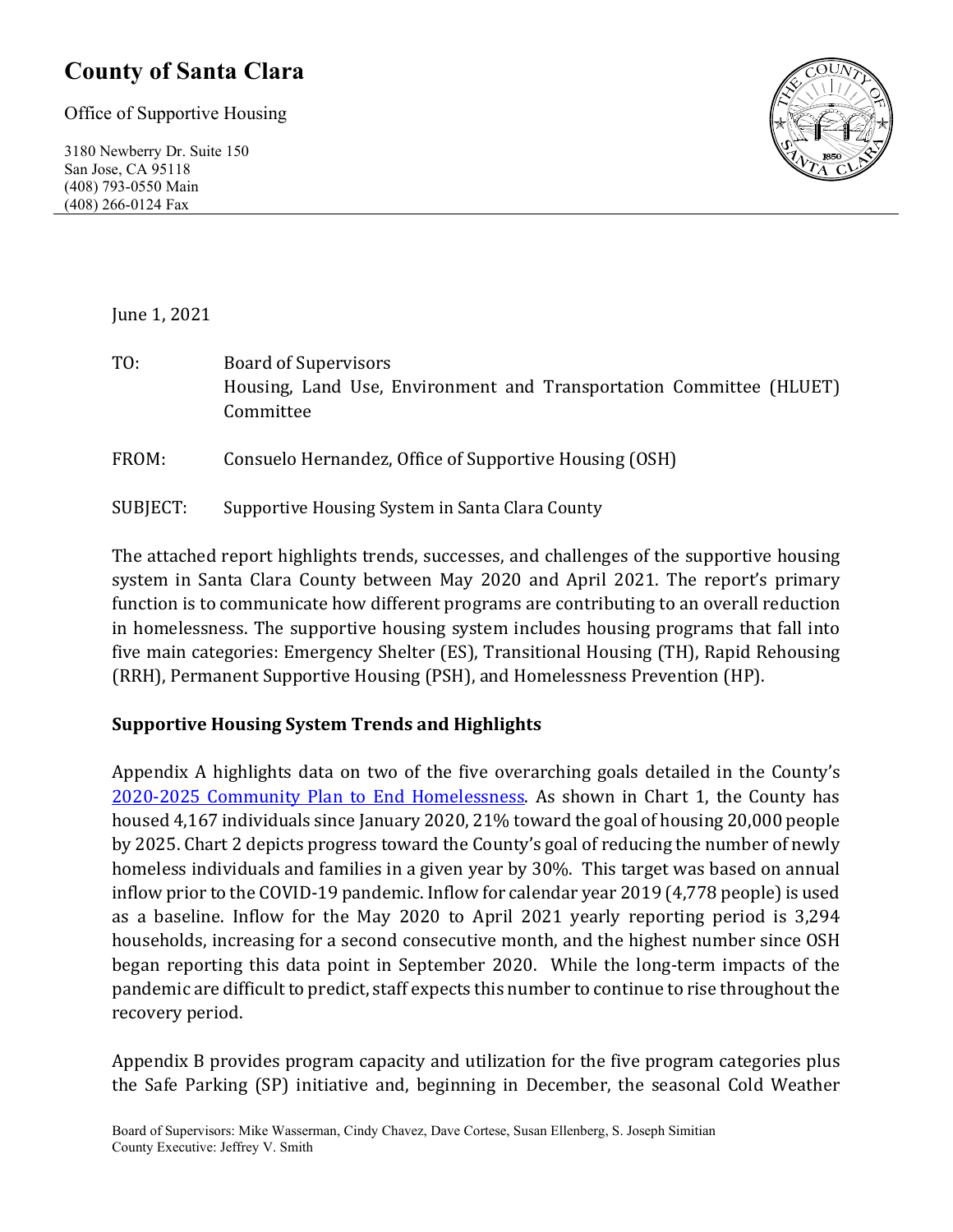# County of Santa Clara

Office of Supportive Housing

3180 Newberry Dr. Suite 150
San Jose, CA 95118
(408) 793-0550 Main
(408) 266-0124 Fax

June 1, 2021

TO: Board of Supervisors
Housing, Land Use, Environment and Transportation Committee (HLUET) Committee

FROM: Consuelo Hernandez, Office of Supportive Housing (OSH)

SUBJECT: Supportive Housing System in Santa Clara County

The attached report highlights trends, successes, and challenges of the supportive housing system in Santa Clara County between May 2020 and April 2021. The report's primary function is to communicate how different programs are contributing to an overall reduction in homelessness. The supportive housing system includes housing programs that fall into five main categories: Emergency Shelter (ES), Transitional Housing (TH), Rapid Rehousing (RRH), Permanent Supportive Housing (PSH), and Homelessness Prevention (HP).

**Supportive Housing System Trends and Highlights**

Appendix A highlights data on two of the five overarching goals detailed in the County's [2020-2025 Community Plan to End Homelessness](). As shown in Chart 1, the County has housed 4,167 individuals since January 2020, 21% toward the goal of housing 20,000 people by 2025. Chart 2 depicts progress toward the County's goal of reducing the number of newly homeless individuals and families in a given year by 30%. This target was based on annual inflow prior to the COVID-19 pandemic. Inflow for calendar year 2019 (4,778 people) is used as a baseline. Inflow for the May 2020 to April 2021 yearly reporting period is 3,294 households, increasing for a second consecutive month, and the highest number since OSH began reporting this data point in September 2020. While the long-term impacts of the pandemic are difficult to predict, staff expects this number to continue to rise throughout the recovery period.

Appendix B provides program capacity and utilization for the five program categories plus the Safe Parking (SP) initiative and, beginning in December, the seasonal Cold Weather

Board of Supervisors: Mike Wasserman, Cindy Chavez, Dave Cortese, Susan Ellenberg, S. Joseph Simitian
County Executive: Jeffrey V. Smith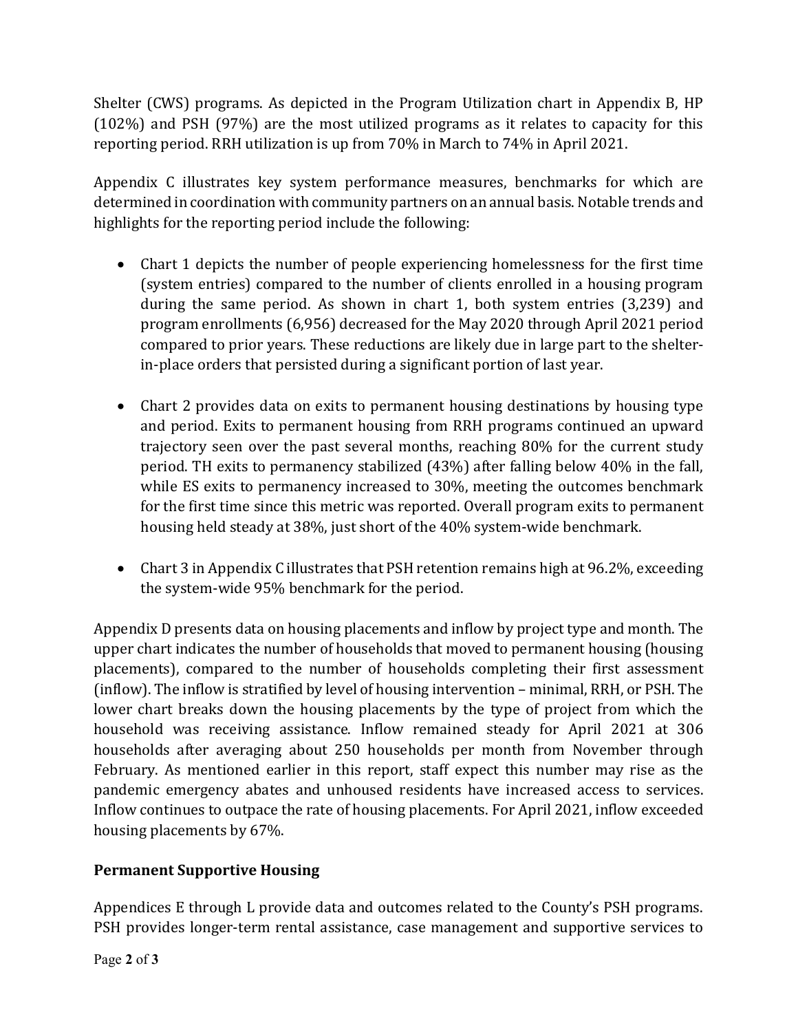Shelter (CWS) programs. As depicted in the Program Utilization chart in Appendix B, HP (102%) and PSH (97%) are the most utilized programs as it relates to capacity for this reporting period. RRH utilization is up from 70% in March to 74% in April 2021.

Appendix C illustrates key system performance measures, benchmarks for which are determined in coordination with community partners on an annual basis. Notable trends and highlights for the reporting period include the following:

- Chart 1 depicts the number of people experiencing homelessness for the first time (system entries) compared to the number of clients enrolled in a housing program during the same period. As shown in chart 1, both system entries (3,239) and program enrollments (6,956) decreased for the May 2020 through April 2021 period compared to prior years. These reductions are likely due in large part to the shelter-in-place orders that persisted during a significant portion of last year.

- Chart 2 provides data on exits to permanent housing destinations by housing type and period. Exits to permanent housing from RRH programs continued an upward trajectory seen over the past several months, reaching 80% for the current study period. TH exits to permanency stabilized (43%) after falling below 40% in the fall, while ES exits to permanency increased to 30%, meeting the outcomes benchmark for the first time since this metric was reported. Overall program exits to permanent housing held steady at 38%, just short of the 40% system-wide benchmark.

- Chart 3 in Appendix C illustrates that PSH retention remains high at 96.2%, exceeding the system-wide 95% benchmark for the period.

Appendix D presents data on housing placements and inflow by project type and month. The upper chart indicates the number of households that moved to permanent housing (housing placements), compared to the number of households completing their first assessment (inflow). The inflow is stratified by level of housing intervention – minimal, RRH, or PSH. The lower chart breaks down the housing placements by the type of project from which the household was receiving assistance. Inflow remained steady for April 2021 at 306 households after averaging about 250 households per month from November through February. As mentioned earlier in this report, staff expect this number may rise as the pandemic emergency abates and unhoused residents have increased access to services. Inflow continues to outpace the rate of housing placements. For April 2021, inflow exceeded housing placements by 67%.

## Permanent Supportive Housing

Appendices E through L provide data and outcomes related to the County's PSH programs. PSH provides longer-term rental assistance, case management and supportive services to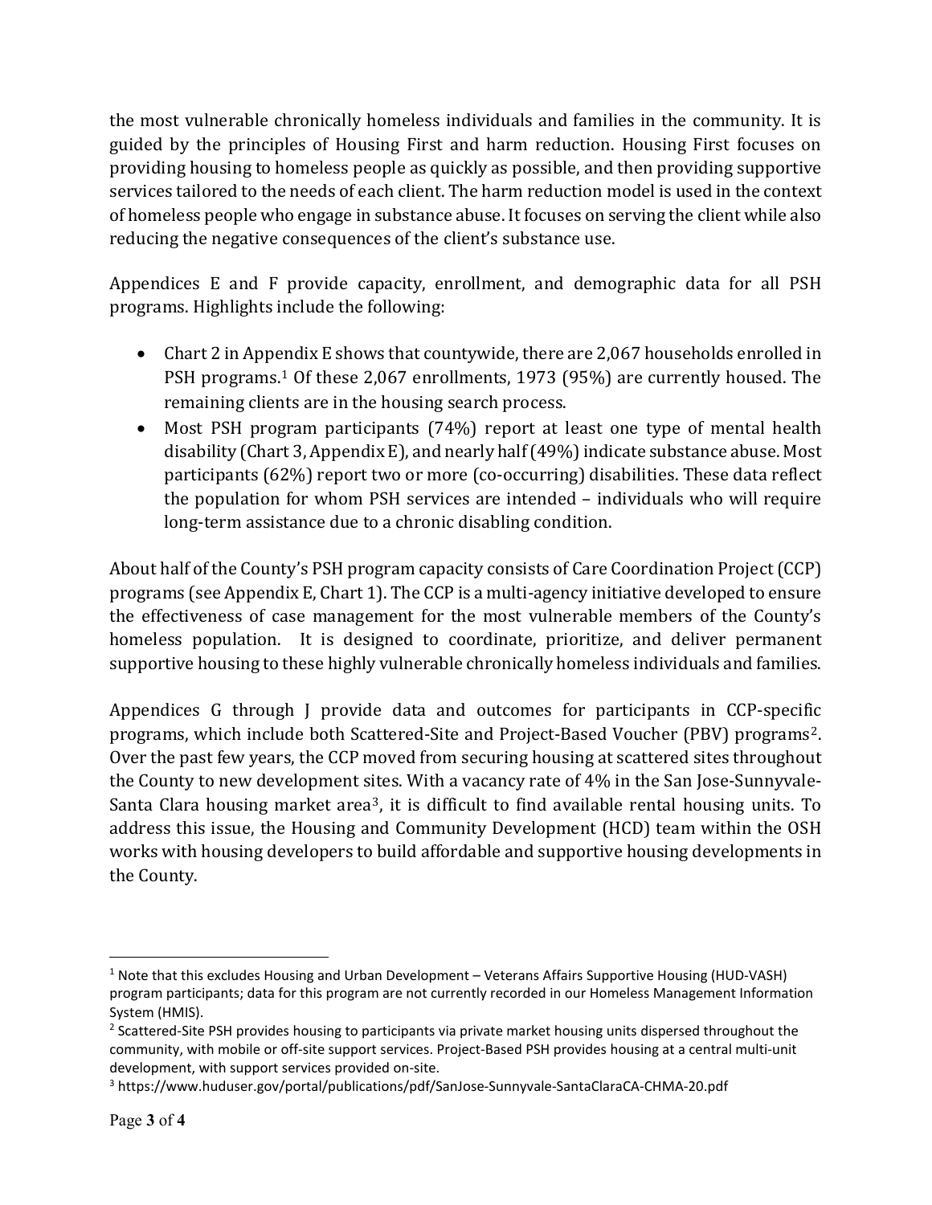the most vulnerable chronically homeless individuals and families in the community. It is guided by the principles of Housing First and harm reduction. Housing First focuses on providing housing to homeless people as quickly as possible, and then providing supportive services tailored to the needs of each client. The harm reduction model is used in the context of homeless people who engage in substance abuse. It focuses on serving the client while also reducing the negative consequences of the client's substance use.

Appendices E and F provide capacity, enrollment, and demographic data for all PSH programs. Highlights include the following:

- Chart 2 in Appendix E shows that countywide, there are 2,067 households enrolled in PSH programs.[1] Of these 2,067 enrollments, 1973 (95%) are currently housed. The remaining clients are in the housing search process.
- Most PSH program participants (74%) report at least one type of mental health disability (Chart 3, Appendix E), and nearly half (49%) indicate substance abuse. Most participants (62%) report two or more (co-occurring) disabilities. These data reflect the population for whom PSH services are intended – individuals who will require long-term assistance due to a chronic disabling condition.

About half of the County's PSH program capacity consists of Care Coordination Project (CCP) programs (see Appendix E, Chart 1). The CCP is a multi-agency initiative developed to ensure the effectiveness of case management for the most vulnerable members of the County's homeless population. It is designed to coordinate, prioritize, and deliver permanent supportive housing to these highly vulnerable chronically homeless individuals and families.

Appendices G through J provide data and outcomes for participants in CCP-specific programs, which include both Scattered-Site and Project-Based Voucher (PBV) programs[2]. Over the past few years, the CCP moved from securing housing at scattered sites throughout the County to new development sites. With a vacancy rate of 4% in the San Jose-Sunnyvale-Santa Clara housing market area[3], it is difficult to find available rental housing units. To address this issue, the Housing and Community Development (HCD) team within the OSH works with housing developers to build affordable and supportive housing developments in the County.

---

[1] Note that this excludes Housing and Urban Development – Veterans Affairs Supportive Housing (HUD-VASH) program participants; data for this program are not currently recorded in our Homeless Management Information System (HMIS).

[2] Scattered-Site PSH provides housing to participants via private market housing units dispersed throughout the community, with mobile or off-site support services. Project-Based PSH provides housing at a central multi-unit development, with support services provided on-site.

[3] https://www.huduser.gov/portal/publications/pdf/SanJose-Sunnyvale-SantaClaraCA-CHMA-20.pdf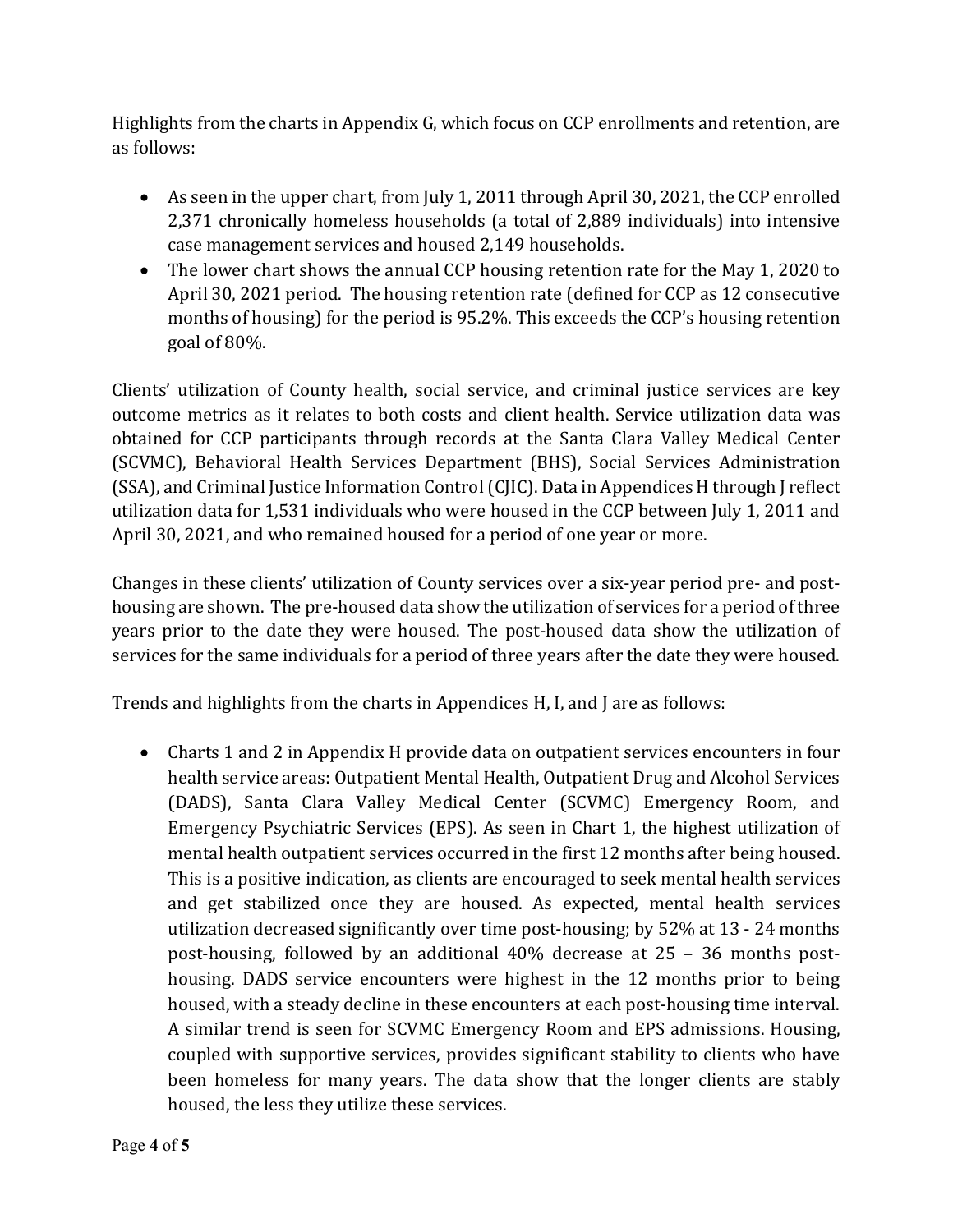Highlights from the charts in Appendix G, which focus on CCP enrollments and retention, are as follows:

- As seen in the upper chart, from July 1, 2011 through April 30, 2021, the CCP enrolled 2,371 chronically homeless households (a total of 2,889 individuals) into intensive case management services and housed 2,149 households.
- The lower chart shows the annual CCP housing retention rate for the May 1, 2020 to April 30, 2021 period. The housing retention rate (defined for CCP as 12 consecutive months of housing) for the period is 95.2%. This exceeds the CCP's housing retention goal of 80%.

Clients' utilization of County health, social service, and criminal justice services are key outcome metrics as it relates to both costs and client health. Service utilization data was obtained for CCP participants through records at the Santa Clara Valley Medical Center (SCVMC), Behavioral Health Services Department (BHS), Social Services Administration (SSA), and Criminal Justice Information Control (CJIC). Data in Appendices H through J reflect utilization data for 1,531 individuals who were housed in the CCP between July 1, 2011 and April 30, 2021, and who remained housed for a period of one year or more.

Changes in these clients' utilization of County services over a six-year period pre- and post-housing are shown. The pre-housed data show the utilization of services for a period of three years prior to the date they were housed. The post-housed data show the utilization of services for the same individuals for a period of three years after the date they were housed.

Trends and highlights from the charts in Appendices H, I, and J are as follows:

- Charts 1 and 2 in Appendix H provide data on outpatient services encounters in four health service areas: Outpatient Mental Health, Outpatient Drug and Alcohol Services (DADS), Santa Clara Valley Medical Center (SCVMC) Emergency Room, and Emergency Psychiatric Services (EPS). As seen in Chart 1, the highest utilization of mental health outpatient services occurred in the first 12 months after being housed. This is a positive indication, as clients are encouraged to seek mental health services and get stabilized once they are housed. As expected, mental health services utilization decreased significantly over time post-housing; by 52% at 13 - 24 months post-housing, followed by an additional 40% decrease at 25 – 36 months post-housing. DADS service encounters were highest in the 12 months prior to being housed, with a steady decline in these encounters at each post-housing time interval. A similar trend is seen for SCVMC Emergency Room and EPS admissions. Housing, coupled with supportive services, provides significant stability to clients who have been homeless for many years. The data show that the longer clients are stably housed, the less they utilize these services.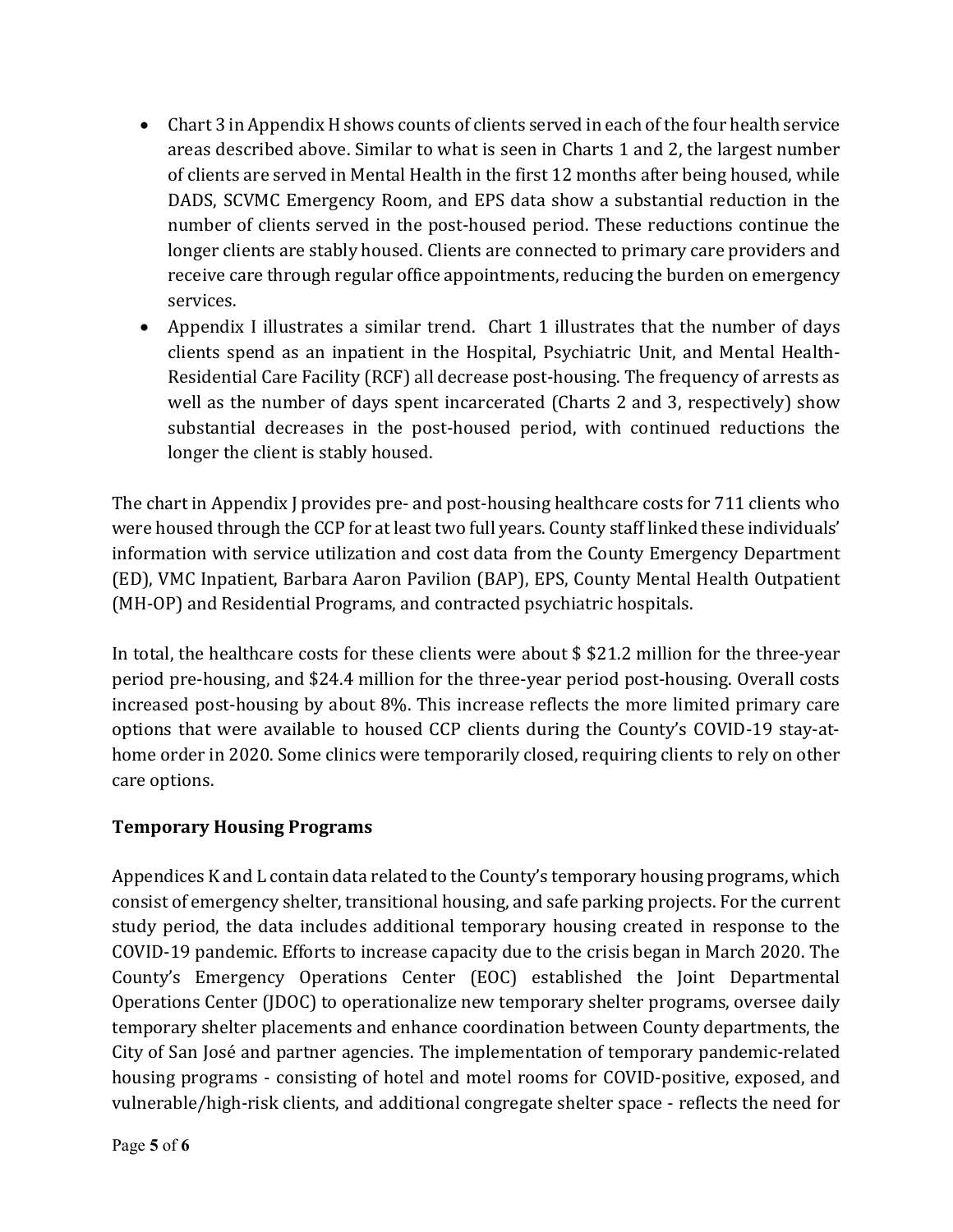- Chart 3 in Appendix H shows counts of clients served in each of the four health service areas described above. Similar to what is seen in Charts 1 and 2, the largest number of clients are served in Mental Health in the first 12 months after being housed, while DADS, SCVMC Emergency Room, and EPS data show a substantial reduction in the number of clients served in the post-housed period. These reductions continue the longer clients are stably housed. Clients are connected to primary care providers and receive care through regular office appointments, reducing the burden on emergency services.
- Appendix I illustrates a similar trend. Chart 1 illustrates that the number of days clients spend as an inpatient in the Hospital, Psychiatric Unit, and Mental Health-Residential Care Facility (RCF) all decrease post-housing. The frequency of arrests as well as the number of days spent incarcerated (Charts 2 and 3, respectively) show substantial decreases in the post-housed period, with continued reductions the longer the client is stably housed.

The chart in Appendix J provides pre- and post-housing healthcare costs for 711 clients who were housed through the CCP for at least two full years. County staff linked these individuals' information with service utilization and cost data from the County Emergency Department (ED), VMC Inpatient, Barbara Aaron Pavilion (BAP), EPS, County Mental Health Outpatient (MH-OP) and Residential Programs, and contracted psychiatric hospitals.

In total, the healthcare costs for these clients were about $ $21.2 million for the three-year period pre-housing, and $24.4 million for the three-year period post-housing. Overall costs increased post-housing by about 8%. This increase reflects the more limited primary care options that were available to housed CCP clients during the County's COVID-19 stay-at-home order in 2020. Some clinics were temporarily closed, requiring clients to rely on other care options.

## Temporary Housing Programs

Appendices K and L contain data related to the County's temporary housing programs, which consist of emergency shelter, transitional housing, and safe parking projects. For the current study period, the data includes additional temporary housing created in response to the COVID-19 pandemic. Efforts to increase capacity due to the crisis began in March 2020. The County's Emergency Operations Center (EOC) established the Joint Departmental Operations Center (JDOC) to operationalize new temporary shelter programs, oversee daily temporary shelter placements and enhance coordination between County departments, the City of San José and partner agencies. The implementation of temporary pandemic-related housing programs - consisting of hotel and motel rooms for COVID-positive, exposed, and vulnerable/high-risk clients, and additional congregate shelter space - reflects the need for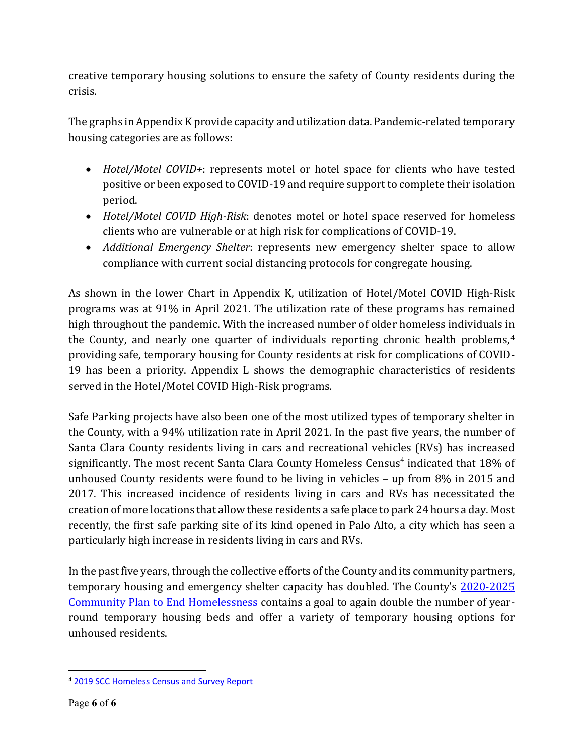creative temporary housing solutions to ensure the safety of County residents during the crisis.

The graphs in Appendix K provide capacity and utilization data. Pandemic-related temporary housing categories are as follows:

- *Hotel/Motel COVID+*: represents motel or hotel space for clients who have tested positive or been exposed to COVID-19 and require support to complete their isolation period.
- *Hotel/Motel COVID High-Risk*: denotes motel or hotel space reserved for homeless clients who are vulnerable or at high risk for complications of COVID-19.
- *Additional Emergency Shelter*: represents new emergency shelter space to allow compliance with current social distancing protocols for congregate housing.

As shown in the lower Chart in Appendix K, utilization of Hotel/Motel COVID High-Risk programs was at 91% in April 2021. The utilization rate of these programs has remained high throughout the pandemic. With the increased number of older homeless individuals in the County, and nearly one quarter of individuals reporting chronic health problems,[4] providing safe, temporary housing for County residents at risk for complications of COVID-19 has been a priority. Appendix L shows the demographic characteristics of residents served in the Hotel/Motel COVID High-Risk programs.

Safe Parking projects have also been one of the most utilized types of temporary shelter in the County, with a 94% utilization rate in April 2021. In the past five years, the number of Santa Clara County residents living in cars and recreational vehicles (RVs) has increased significantly. The most recent Santa Clara County Homeless Census[4] indicated that 18% of unhoused County residents were found to be living in vehicles – up from 8% in 2015 and 2017. This increased incidence of residents living in cars and RVs has necessitated the creation of more locations that allow these residents a safe place to park 24 hours a day. Most recently, the first safe parking site of its kind opened in Palo Alto, a city which has seen a particularly high increase in residents living in cars and RVs.

In the past five years, through the collective efforts of the County and its community partners, temporary housing and emergency shelter capacity has doubled. The County's [2020-2025 Community Plan to End Homelessness]() contains a goal to again double the number of year-round temporary housing beds and offer a variety of temporary housing options for unhoused residents.

---

[4] [2019 SCC Homeless Census and Survey Report]()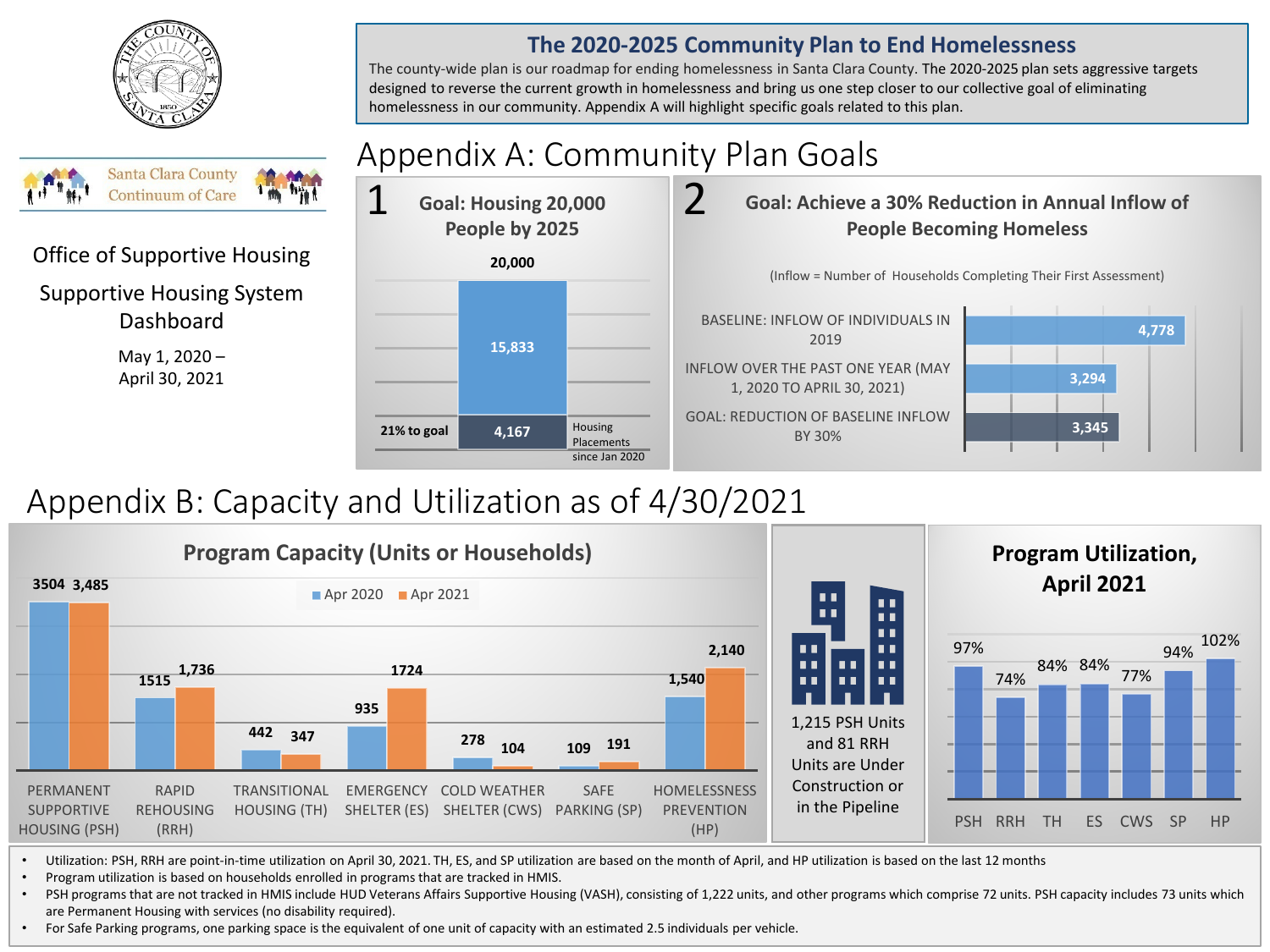Santa Clara County Continuum of Care

Office of Supportive Housing

Supportive Housing System Dashboard

May 1, 2020 – April 30, 2021

## The 2020-2025 Community Plan to End Homelessness

The county-wide plan is our roadmap for ending homelessness in Santa Clara County. The 2020-2025 plan sets aggressive targets designed to reverse the current growth in homelessness and bring us one step closer to our collective goal of eliminating homelessness in our community. Appendix A will highlight specific goals related to this plan.

# Appendix A: Community Plan Goals

## 1 Goal: Housing 20,000 People by 2025

| | Count |
|---|---|
| Goal | 20,000 |
| Remaining | 15,833 |
| Housing Placements since Jan 2020 | 4,167 |

21% to goal

## 2 Goal: Achieve a 30% Reduction in Annual Inflow of People Becoming Homeless

(Inflow = Number of Households Completing Their First Assessment)

| | Inflow |
|---|---|
| BASELINE: INFLOW OF INDIVIDUALS IN 2019 | 4,778 |
| INFLOW OVER THE PAST ONE YEAR (MAY 1, 2020 TO APRIL 30, 2021) | 3,294 |
| GOAL: REDUCTION OF BASELINE INFLOW BY 30% | 3,345 |

# Appendix B: Capacity and Utilization as of 4/30/2021

## Program Capacity (Units or Households)

| Program | Apr 2020 | Apr 2021 |
|---|---|---|
| PERMANENT SUPPORTIVE HOUSING (PSH) | 3504 | 3,485 |
| RAPID REHOUSING (RRH) | 1515 | 1,736 |
| TRANSITIONAL HOUSING (TH) | 442 | 347 |
| EMERGENCY SHELTER (ES) | 935 | 1724 |
| COLD WEATHER SHELTER (CWS) | 278 | 104 |
| SAFE PARKING (SP) | 109 | 191 |
| HOMELESSNESS PREVENTION (HP) | 1,540 | 2,140 |

1,215 PSH Units and 81 RRH Units are Under Construction or in the Pipeline

## Program Utilization, April 2021

| PSH | RRH | TH | ES | CWS | SP | HP |
|---|---|---|---|---|---|---|
| 97% | 74% | 84% | 84% | 77% | 94% | 102% |

- Utilization: PSH, RRH are point-in-time utilization on April 30, 2021. TH, ES, and SP utilization are based on the month of April, and HP utilization is based on the last 12 months
- Program utilization is based on households enrolled in programs that are tracked in HMIS.
- PSH programs that are not tracked in HMIS include HUD Veterans Affairs Supportive Housing (VASH), consisting of 1,222 units, and other programs which comprise 72 units. PSH capacity includes 73 units which are Permanent Housing with services (no disability required).
- For Safe Parking programs, one parking space is the equivalent of one unit of capacity with an estimated 2.5 individuals per vehicle.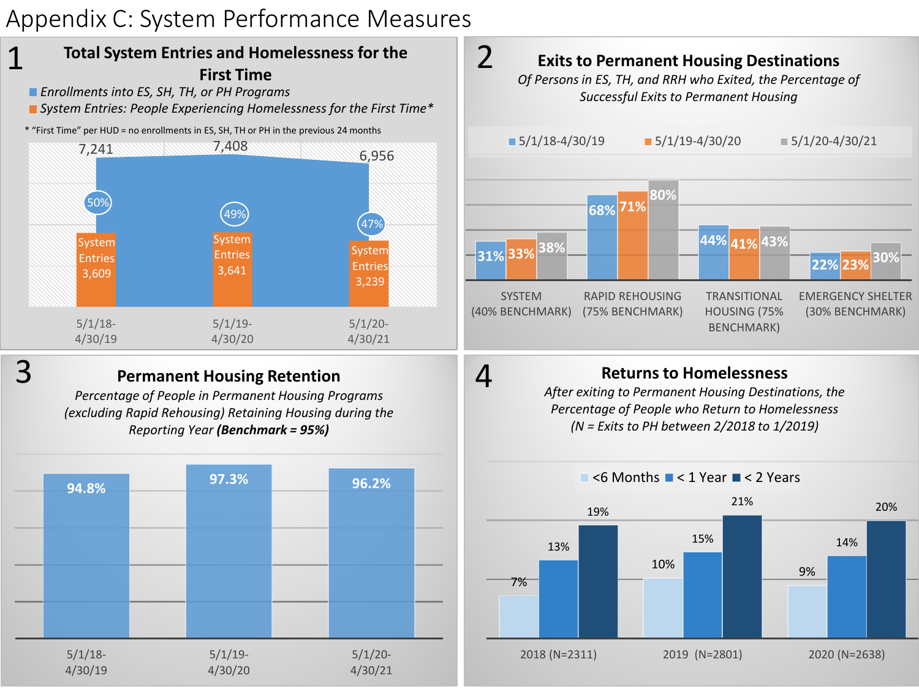# Appendix C: System Performance Measures

## 1 Total System Entries and Homelessness for the First Time

- Enrollments into ES, SH, TH, or PH Programs
- System Entries: People Experiencing Homelessness for the First Time*

\* "First Time" per HUD = no enrollments in ES, SH, TH or PH in the previous 24 months

| Period | Enrollments into ES, SH, TH, or PH Programs | System Entries | % |
|---|---|---|---|
| 5/1/18-4/30/19 | 7,241 | 3,609 | 50% |
| 5/1/19-4/30/20 | 7,408 | 3,641 | 49% |
| 5/1/20-4/30/21 | 6,956 | 3,239 | 47% |

## 2 Exits to Permanent Housing Destinations

*Of Persons in ES, TH, and RRH who Exited, the Percentage of Successful Exits to Permanent Housing*

| | 5/1/18-4/30/19 | 5/1/19-4/30/20 | 5/1/20-4/30/21 |
|---|---|---|---|
| SYSTEM (40% BENCHMARK) | 31% | 33% | 38% |
| RAPID REHOUSING (75% BENCHMARK) | 68% | 71% | 80% |
| TRANSITIONAL HOUSING (75% BENCHMARK) | 44% | 41% | 43% |
| EMERGENCY SHELTER (30% BENCHMARK) | 22% | 23% | 30% |

## 3 Permanent Housing Retention

*Percentage of People in Permanent Housing Programs (excluding Rapid Rehousing) Retaining Housing during the Reporting Year **(Benchmark = 95%)***

| Period | Retention |
|---|---|
| 5/1/18-4/30/19 | 94.8% |
| 5/1/19-4/30/20 | 97.3% |
| 5/1/20-4/30/21 | 96.2% |

## 4 Returns to Homelessness

*After exiting to Permanent Housing Destinations, the Percentage of People who Return to Homelessness (N = Exits to PH between 2/2018 to 1/2019)*

| | <6 Months | < 1 Year | < 2 Years |
|---|---|---|---|
| 2018 (N=2311) | 7% | 13% | 19% |
| 2019 (N=2801) | 10% | 15% | 21% |
| 2020 (N=2638) | 9% | 14% | 20% |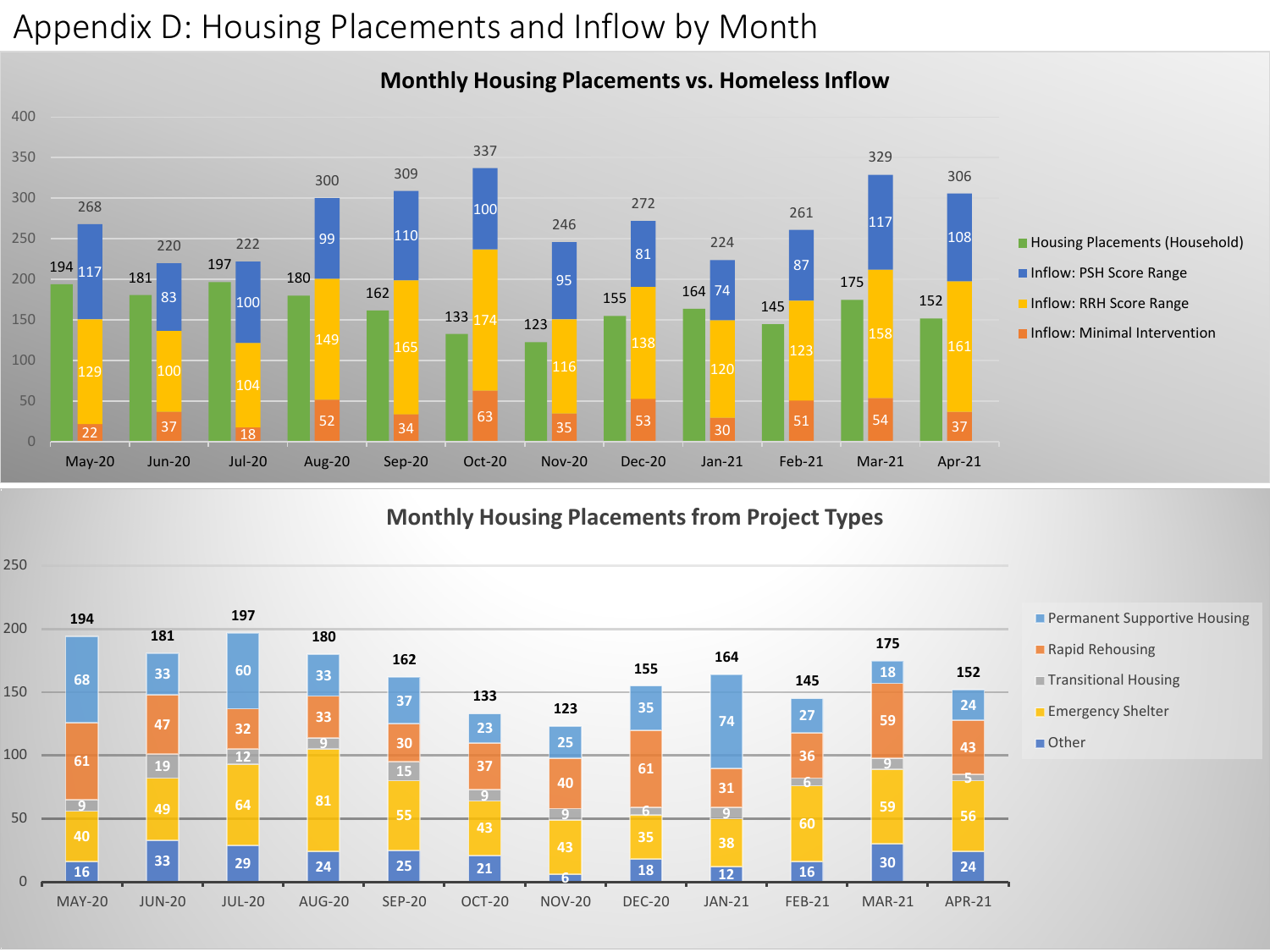# Appendix D: Housing Placements and Inflow by Month

**Monthly Housing Placements vs. Homeless Inflow**

| Month | Housing Placements (Household) | Inflow: Minimal Intervention | Inflow: RRH Score Range | Inflow: PSH Score Range | Total Inflow |
|---|---|---|---|---|---|
| May-20 | 194 | 22 | 129 | 117 | 268 |
| Jun-20 | 181 | 37 | 100 | 83 | 220 |
| Jul-20 | 197 | 18 | 104 | 100 | 222 |
| Aug-20 | 180 | 52 | 149 | 99 | 300 |
| Sep-20 | 162 | 34 | 165 | 110 | 309 |
| Oct-20 | 133 | 63 | 174 | 100 | 337 |
| Nov-20 | 123 | 35 | 116 | 95 | 246 |
| Dec-20 | 155 | 53 | 138 | 81 | 272 |
| Jan-21 | 164 | 30 | 120 | 74 | 224 |
| Feb-21 | 145 | 51 | 123 | 87 | 261 |
| Mar-21 | 175 | 54 | 158 | 117 | 329 |
| Apr-21 | 152 | 37 | 161 | 108 | 306 |

**Monthly Housing Placements from Project Types**

| Month | Other | Emergency Shelter | Transitional Housing | Rapid Rehousing | Permanent Supportive Housing | Total |
|---|---|---|---|---|---|---|
| MAY-20 | 16 | 40 | 9 | 61 | 68 | 194 |
| JUN-20 | 33 | 49 | 19 | 47 | 33 | 181 |
| JUL-20 | 29 | 64 | 12 | 32 | 60 | 197 |
| AUG-20 | 24 | 81 | 9 | 33 | 33 | 180 |
| SEP-20 | 25 | 55 | 15 | 30 | 37 | 162 |
| OCT-20 | 21 | 43 | 9 | 37 | 23 | 133 |
| NOV-20 | 6 | 43 | 9 | 40 | 25 | 123 |
| DEC-20 | 18 | 35 | 6 | 61 | 35 | 155 |
| JAN-21 | 12 | 38 | 9 | 31 | 74 | 164 |
| FEB-21 | 16 | 60 | 6 | 36 | 27 | 145 |
| MAR-21 | 30 | 59 | 9 | 59 | 18 | 175 |
| APR-21 | 24 | 56 | 5 | 43 | 24 | 152 |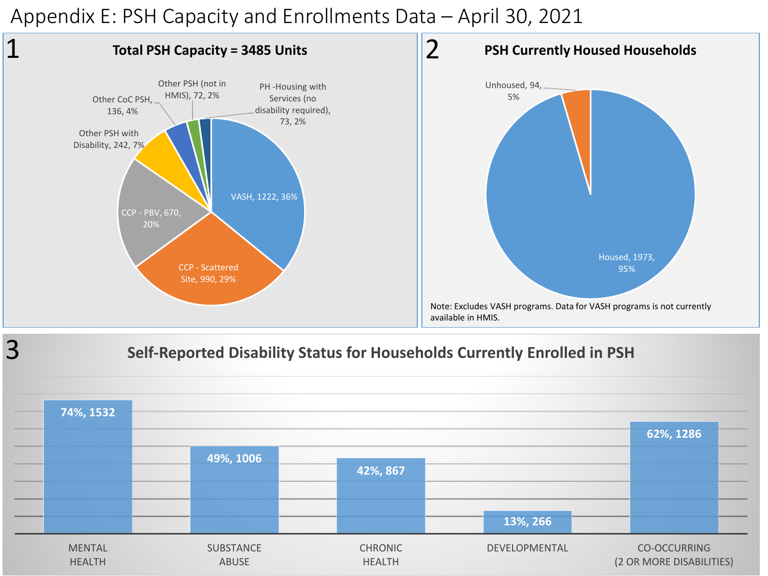# Appendix E: PSH Capacity and Enrollments Data – April 30, 2021

## 1 Total PSH Capacity = 3485 Units

| Category | Units | Percent |
|---|---|---|
| VASH | 1222 | 36% |
| CCP - Scattered Site | 990 | 29% |
| CCP - PBV | 670 | 20% |
| Other PSH with Disability | 242 | 7% |
| Other CoC PSH | 136 | 4% |
| Other PSH (not in HMIS) | 72 | 2% |
| PH -Housing with Services (no disability required) | 73 | 2% |

## 2 PSH Currently Housed Households

| Status | Households | Percent |
|---|---|---|
| Housed | 1973 | 95% |
| Unhoused | 94 | 5% |

Note: Excludes VASH programs. Data for VASH programs is not currently available in HMIS.

## 3 Self-Reported Disability Status for Households Currently Enrolled in PSH

| Disability | Percent | Households |
|---|---|---|
| MENTAL HEALTH | 74% | 1532 |
| SUBSTANCE ABUSE | 49% | 1006 |
| CHRONIC HEALTH | 42% | 867 |
| DEVELOPMENTAL | 13% | 266 |
| CO-OCCURRING (2 OR MORE DISABILITIES) | 62% | 1286 |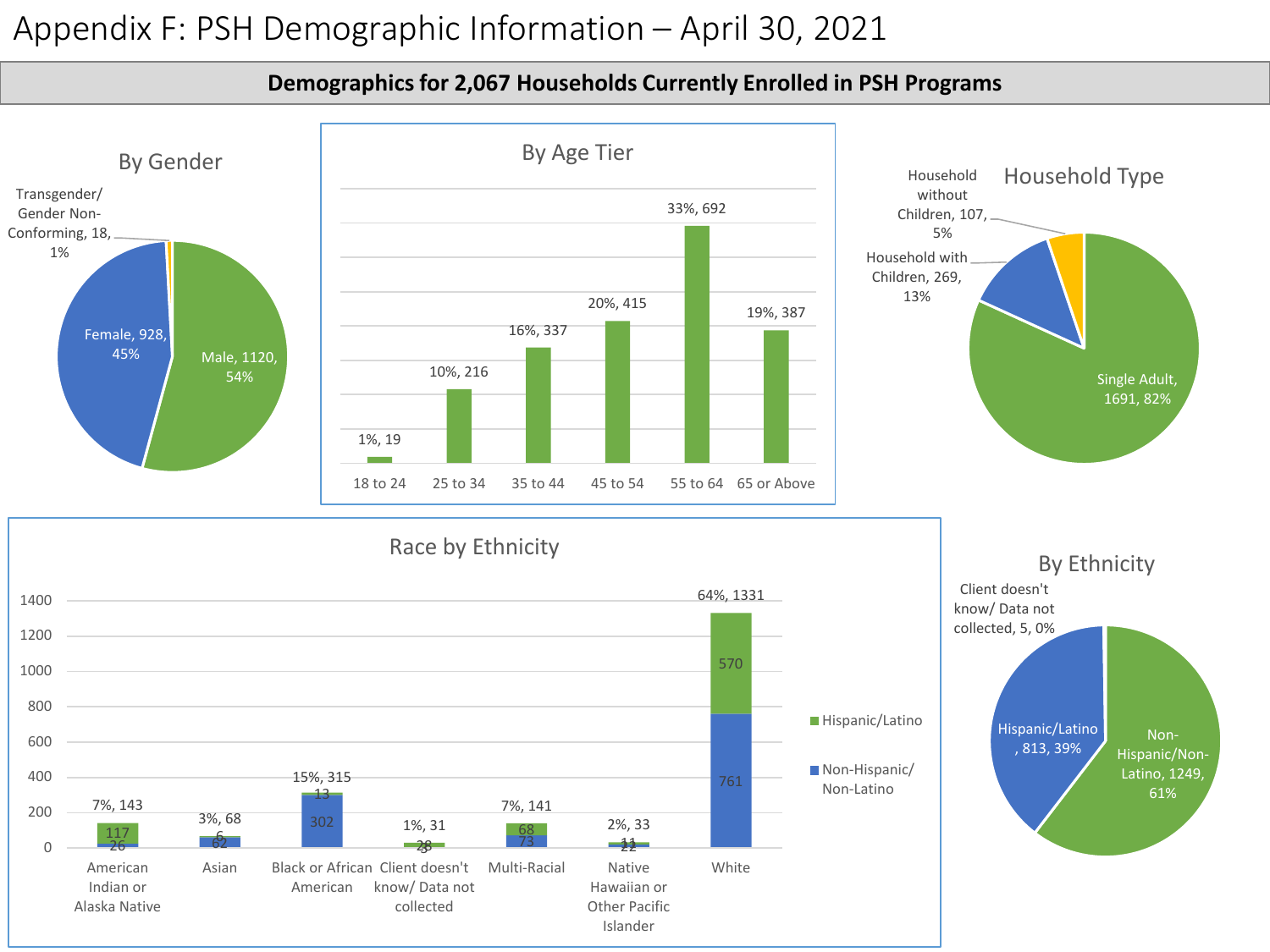# Appendix F: PSH Demographic Information – April 30, 2021

**Demographics for 2,067 Households Currently Enrolled in PSH Programs**

## By Gender

| Gender | Count | Percent |
|---|---|---|
| Male | 1120 | 54% |
| Female | 928 | 45% |
| Transgender/ Gender Non-Conforming | 18 | 1% |

## By Age Tier

| Age Tier | Percent | Count |
|---|---|---|
| 18 to 24 | 1% | 19 |
| 25 to 34 | 10% | 216 |
| 35 to 44 | 16% | 337 |
| 45 to 54 | 20% | 415 |
| 55 to 64 | 33% | 692 |
| 65 or Above | 19% | 387 |

## Household Type

| Household Type | Count | Percent |
|---|---|---|
| Single Adult | 1691 | 82% |
| Household with Children | 269 | 13% |
| Household without Children | 107 | 5% |

## Race by Ethnicity

| Race | Total (Percent, Count) | Hispanic/Latino | Non-Hispanic/ Non-Latino |
|---|---|---|---|
| American Indian or Alaska Native | 7%, 143 | 117 | 26 |
| Asian | 3%, 68 | 6 | 62 |
| Black or African American | 15%, 315 | 13 | 302 |
| Client doesn't know/ Data not collected | 1%, 31 | 28 | 3 |
| Multi-Racial | 7%, 141 | 68 | 73 |
| Native Hawaiian or Other Pacific Islander | 2%, 33 | 11 | 22 |
| White | 64%, 1331 | 570 | 761 |

## By Ethnicity

| Ethnicity | Count | Percent |
|---|---|---|
| Non-Hispanic/Non-Latino | 1249 | 61% |
| Hispanic/Latino | 813 | 39% |
| Client doesn't know/ Data not collected | 5 | 0% |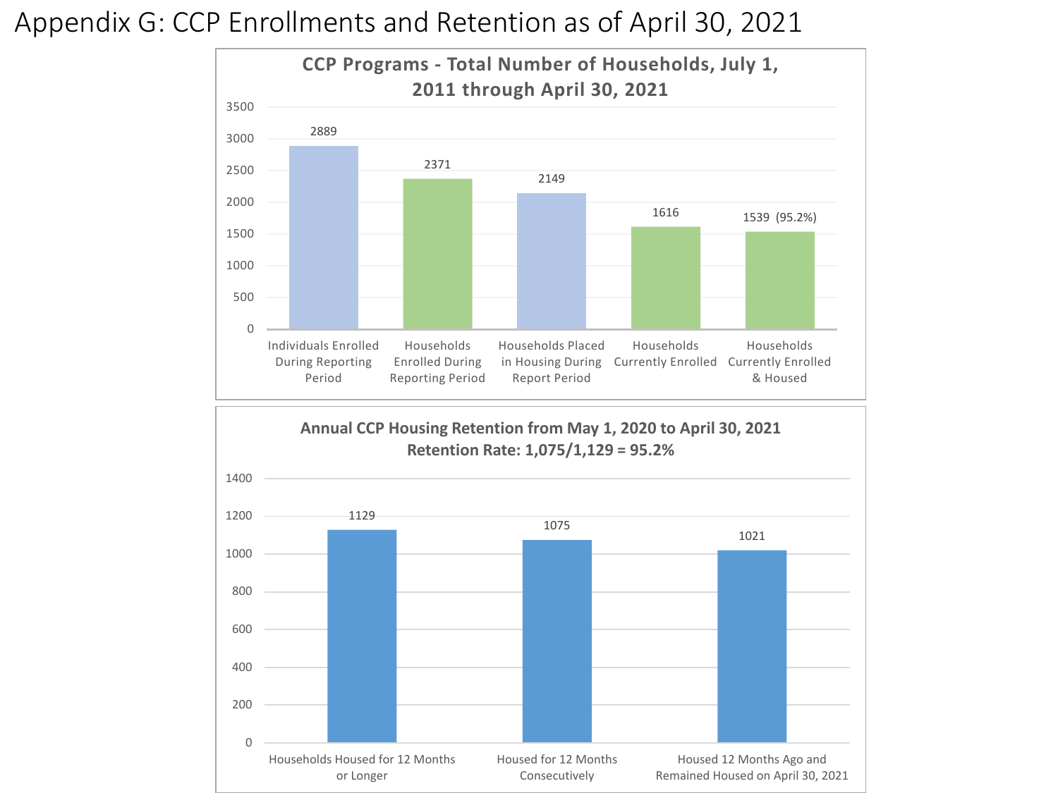# Appendix G: CCP Enrollments and Retention as of April 30, 2021

**CCP Programs - Total Number of Households, July 1, 2011 through April 30, 2021**

| Category | Number |
|---|---|
| Individuals Enrolled During Reporting Period | 2889 |
| Households Enrolled During Reporting Period | 2371 |
| Households Placed in Housing During Report Period | 2149 |
| Households Currently Enrolled | 1616 |
| Households Currently Enrolled & Housed | 1539 (95.2%) |

**Annual CCP Housing Retention from May 1, 2020 to April 30, 2021**
**Retention Rate: 1,075/1,129 = 95.2%**

| Category | Number |
|---|---|
| Households Housed for 12 Months or Longer | 1129 |
| Housed for 12 Months Consecutively | 1075 |
| Housed 12 Months Ago and Remained Housed on April 30, 2021 | 1021 |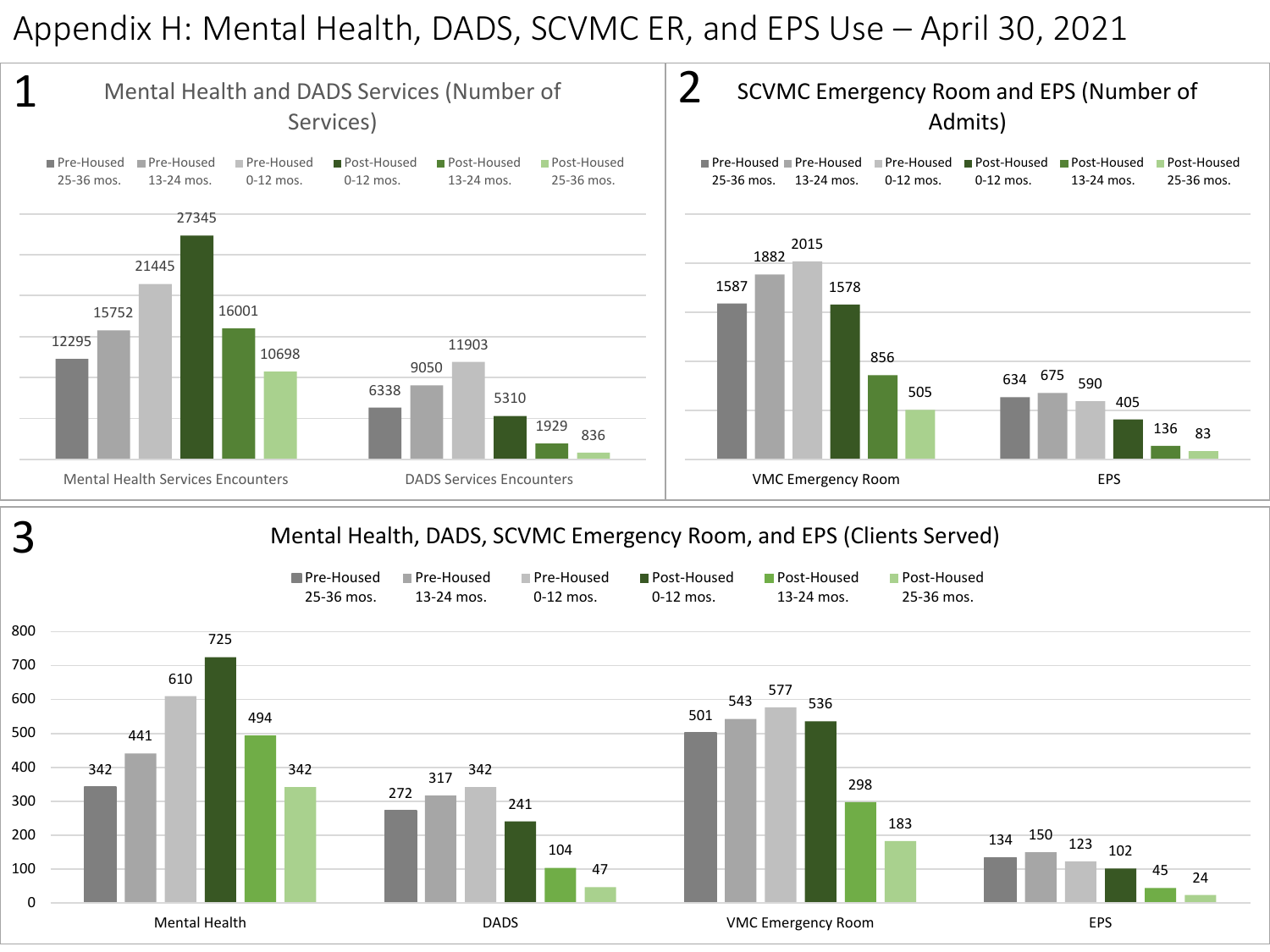# Appendix H: Mental Health, DADS, SCVMC ER, and EPS Use – April 30, 2021

## 1 Mental Health and DADS Services (Number of Services)

| | Pre-Housed 25-36 mos. | Pre-Housed 13-24 mos. | Pre-Housed 0-12 mos. | Post-Housed 0-12 mos. | Post-Housed 13-24 mos. | Post-Housed 25-36 mos. |
|---|---|---|---|---|---|---|
| Mental Health Services Encounters | 12295 | 15752 | 21445 | 27345 | 16001 | 10698 |
| DADS Services Encounters | 6338 | 9050 | 11903 | 5310 | 1929 | 836 |

## 2 SCVMC Emergency Room and EPS (Number of Admits)

| | Pre-Housed 25-36 mos. | Pre-Housed 13-24 mos. | Pre-Housed 0-12 mos. | Post-Housed 0-12 mos. | Post-Housed 13-24 mos. | Post-Housed 25-36 mos. |
|---|---|---|---|---|---|---|
| VMC Emergency Room | 1587 | 1882 | 2015 | 1578 | 856 | 505 |
| EPS | 634 | 675 | 590 | 405 | 136 | 83 |

## 3 Mental Health, DADS, SCVMC Emergency Room, and EPS (Clients Served)

| | Pre-Housed 25-36 mos. | Pre-Housed 13-24 mos. | Pre-Housed 0-12 mos. | Post-Housed 0-12 mos. | Post-Housed 13-24 mos. | Post-Housed 25-36 mos. |
|---|---|---|---|---|---|---|
| Mental Health | 342 | 441 | 610 | 725 | 494 | 342 |
| DADS | 272 | 317 | 342 | 241 | 104 | 47 |
| VMC Emergency Room | 501 | 543 | 577 | 536 | 298 | 183 |
| EPS | 134 | 150 | 123 | 102 | 45 | 24 |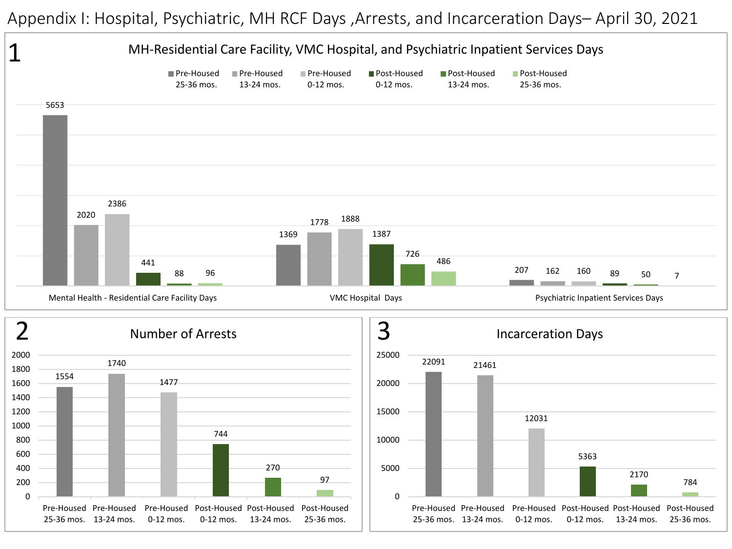# Appendix I: Hospital, Psychiatric, MH RCF Days ,Arrests, and Incarceration Days– April 30, 2021

## 1 MH-Residential Care Facility, VMC Hospital, and Psychiatric Inpatient Services Days

| | Pre-Housed 25-36 mos. | Pre-Housed 13-24 mos. | Pre-Housed 0-12 mos. | Post-Housed 0-12 mos. | Post-Housed 13-24 mos. | Post-Housed 25-36 mos. |
|---|---|---|---|---|---|---|
| Mental Health - Residential Care Facility Days | 5653 | 2020 | 2386 | 441 | 88 | 96 |
| VMC Hospital Days | 1369 | 1778 | 1888 | 1387 | 726 | 486 |
| Psychiatric Inpatient Services Days | 207 | 162 | 160 | 89 | 50 | 7 |

## 2 Number of Arrests

| Pre-Housed 25-36 mos. | Pre-Housed 13-24 mos. | Pre-Housed 0-12 mos. | Post-Housed 0-12 mos. | Post-Housed 13-24 mos. | Post-Housed 25-36 mos. |
|---|---|---|---|---|---|
| 1554 | 1740 | 1477 | 744 | 270 | 97 |

## 3 Incarceration Days

| Pre-Housed 25-36 mos. | Pre-Housed 13-24 mos. | Pre-Housed 0-12 mos. | Post-Housed 0-12 mos. | Post-Housed 13-24 mos. | Post-Housed 25-36 mos. |
|---|---|---|---|---|---|
| 22091 | 21461 | 12031 | 5363 | 2170 | 784 |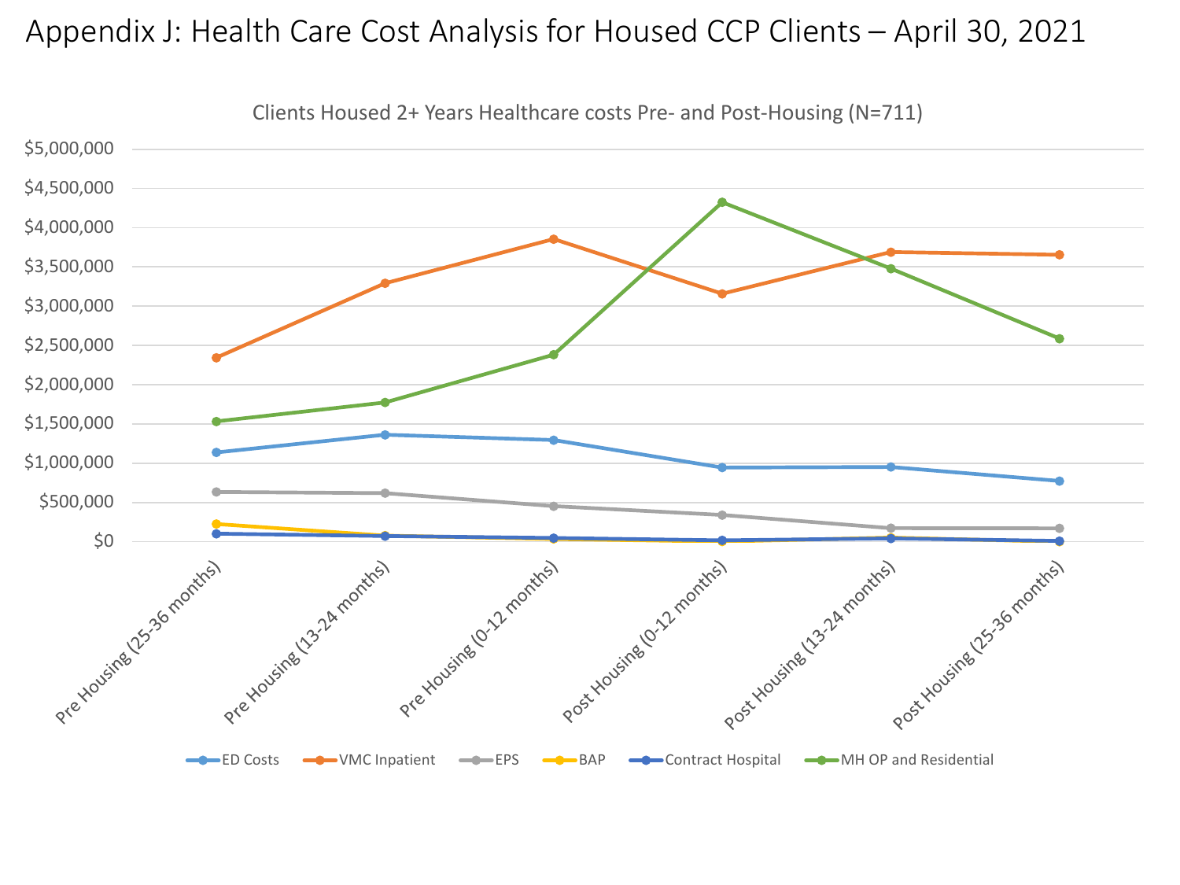# Appendix J: Health Care Cost Analysis for Housed CCP Clients – April 30, 2021

Clients Housed 2+ Years Healthcare costs Pre- and Post-Housing (N=711)

$5,000,000
$4,500,000
$4,000,000
$3,500,000
$3,000,000
$2,500,000
$2,000,000
$1,500,000
$1,000,000
$500,000
$0

Pre Housing (25-36 months)
Pre Housing (13-24 months)
Pre Housing (0-12 months)
Post Housing (0-12 months)
Post Housing (13-24 months)
Post Housing (25-36 months)

ED Costs
VMC Inpatient
EPS
BAP
Contract Hospital
MH OP and Residential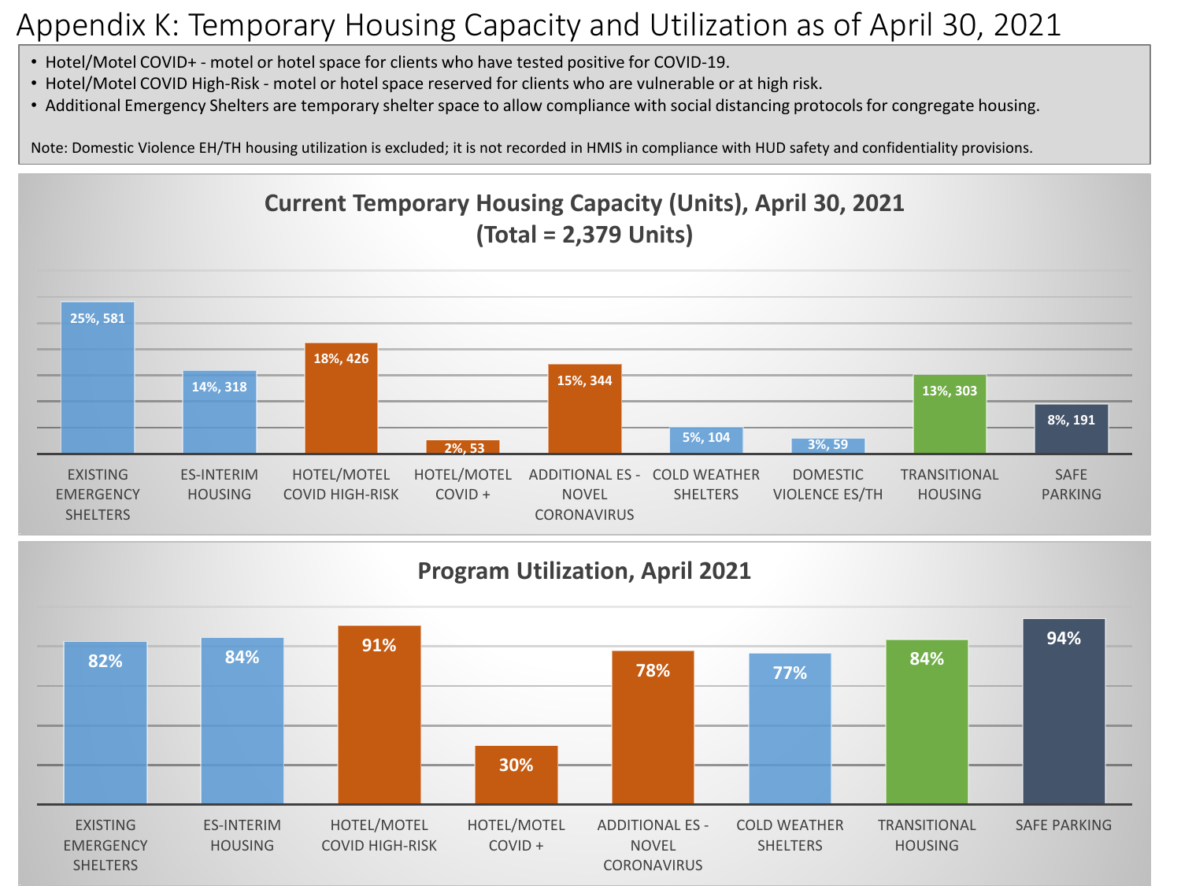# Appendix K: Temporary Housing Capacity and Utilization as of April 30, 2021

- Hotel/Motel COVID+ - motel or hotel space for clients who have tested positive for COVID-19.
- Hotel/Motel COVID High-Risk - motel or hotel space reserved for clients who are vulnerable or at high risk.
- Additional Emergency Shelters are temporary shelter space to allow compliance with social distancing protocols for congregate housing.

Note: Domestic Violence EH/TH housing utilization is excluded; it is not recorded in HMIS in compliance with HUD safety and confidentiality provisions.

## Current Temporary Housing Capacity (Units), April 30, 2021
## (Total = 2,379 Units)

| Program | Percent | Units |
|---|---|---|
| Existing Emergency Shelters | 25% | 581 |
| ES-Interim Housing | 14% | 318 |
| Hotel/Motel COVID High-Risk | 18% | 426 |
| Hotel/Motel COVID + | 2% | 53 |
| Additional ES - Novel Coronavirus | 15% | 344 |
| Cold Weather Shelters | 5% | 104 |
| Domestic Violence ES/TH | 3% | 59 |
| Transitional Housing | 13% | 303 |
| Safe Parking | 8% | 191 |

## Program Utilization, April 2021

| Program | Utilization |
|---|---|
| Existing Emergency Shelters | 82% |
| ES-Interim Housing | 84% |
| Hotel/Motel COVID High-Risk | 91% |
| Hotel/Motel COVID + | 30% |
| Additional ES - Novel Coronavirus | 78% |
| Cold Weather Shelters | 77% |
| Transitional Housing | 84% |
| Safe Parking | 94% |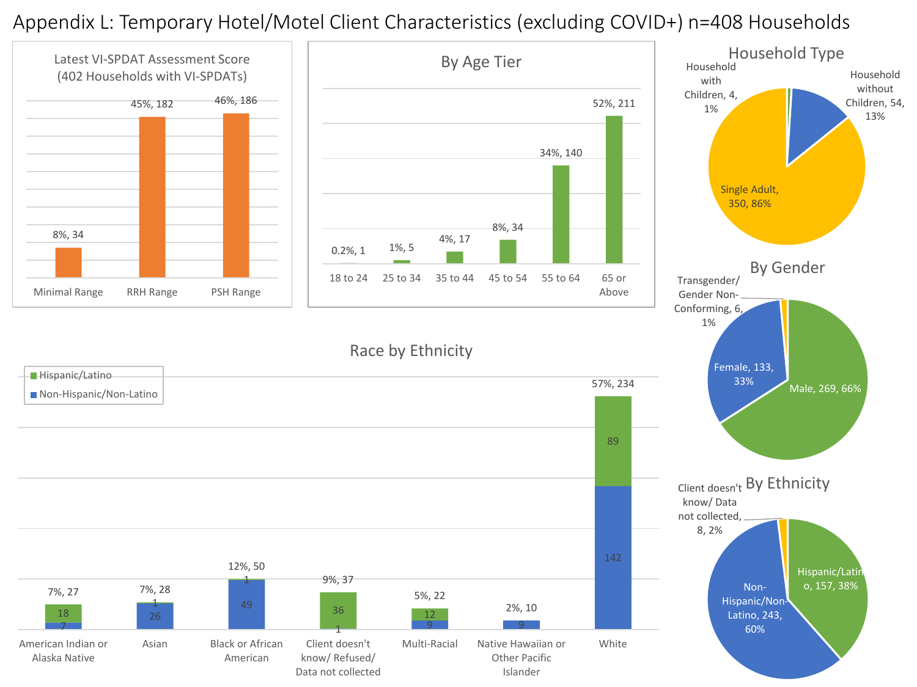# Appendix L: Temporary Hotel/Motel Client Characteristics (excluding COVID+) n=408 Households

Latest VI-SPDAT Assessment Score
(402 Households with VI-SPDATs)

Minimal Range: 8%, 34
RRH Range: 45%, 182
PSH Range: 46%, 186

By Age Tier

18 to 24: 0.2%, 1
25 to 34: 1%, 5
35 to 44: 4%, 17
45 to 54: 8%, 34
55 to 64: 34%, 140
65 or Above: 52%, 211

Household Type

Household with Children, 4, 1%
Household without Children, 54, 13%
Single Adult, 350, 86%

By Gender

Transgender/ Gender Non-Conforming, 6, 1%
Female, 133, 33%
Male, 269, 66%

Race by Ethnicity

Hispanic/Latino
Non-Hispanic/Non-Latino

American Indian or Alaska Native: 7%, 27; 18; 7
Asian: 7%, 28; 1; 26
Black or African American: 12%, 50; 1; 49
Client doesn't know/ Refused/ Data not collected: 9%, 37; 36; 1
Multi-Racial: 5%, 22; 12; 9
Native Hawaiian or Other Pacific Islander: 2%, 10; 9
White: 57%, 234; 89; 142

By Ethnicity

Client doesn't know/ Data not collected, 8, 2%
Hispanic/Latino, 157, 38%
Non-Hispanic/Non-Latino, 243, 60%